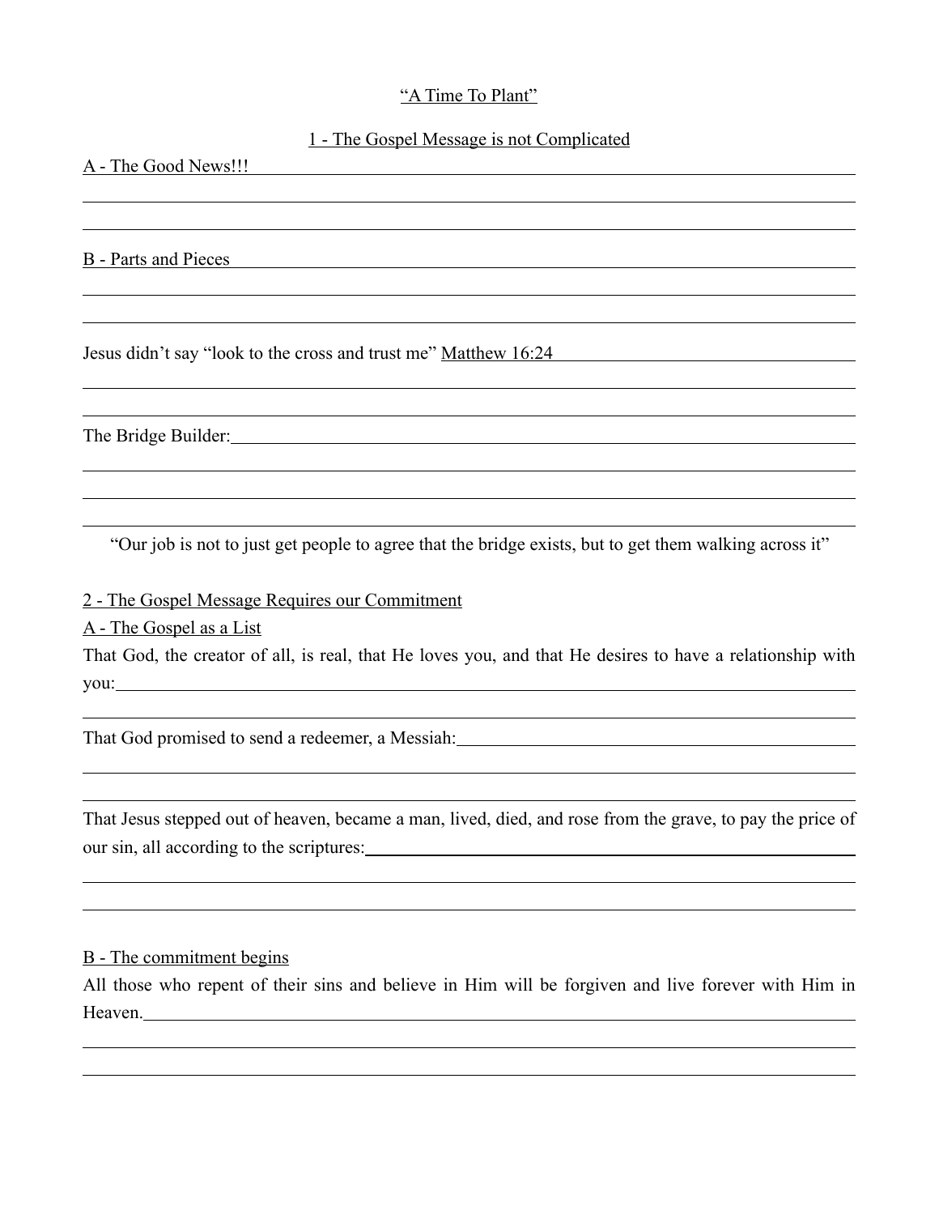# "A Time To Plant"

## 1 - The Gospel Message is not Complicated

### A - The Good News!!!

### B - Parts and Pieces

Jesus didn't say "look to the cross and trust me" Matthew 16:24

The Bridge Builder:

"Our job is not to just get people to agree that the bridge exists, but to get them walking across it"

## 2 - The Gospel Message Requires our Commitment

### A - The Gospel as a List

That God, the creator of all, is real, that He loves you, and that He desires to have a relationship with you:

That God promised to send a redeemer, a Messiah:

That Jesus stepped out of heaven, became a man, lived, died, and rose from the grave, to pay the price of our sin, all according to the scriptures:

### B - The commitment begins

All those who repent of their sins and believe in Him will be forgiven and live forever with Him in Heaven.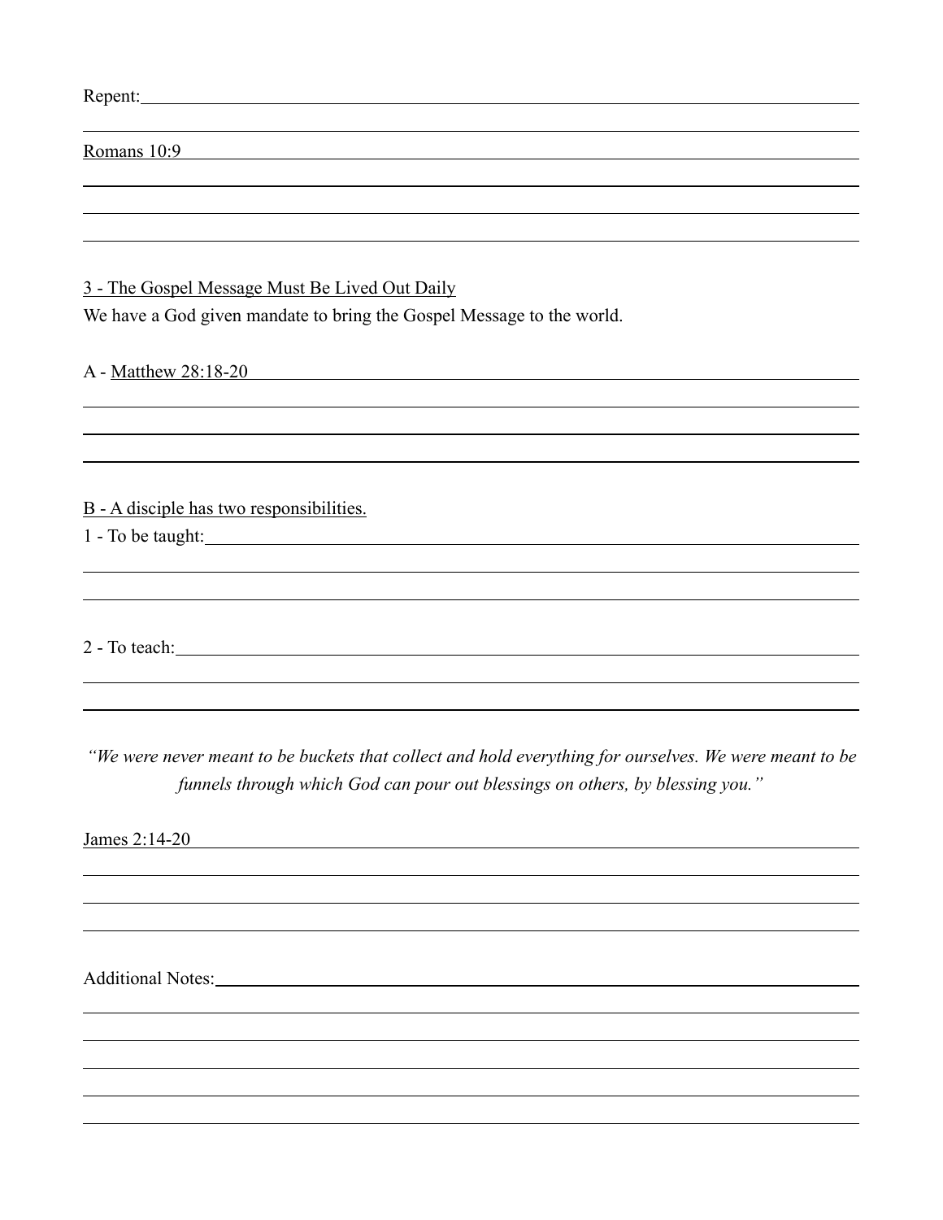Repent:

Romans 10:9

3 - The Gospel Message Must Be Lived Out Daily

We have a God given mandate to bring the Gospel Message to the world.

A - Matthew 28:18-20

B - A disciple has two responsibilities.

1 - To be taught:

2 - To teach:

*"We were never meant to be buckets that collect and hold everything for ourselves. We were meant to be funnels through which God can pour out blessings on others, by blessing you."*

James 2:14-20

Additional Notes: